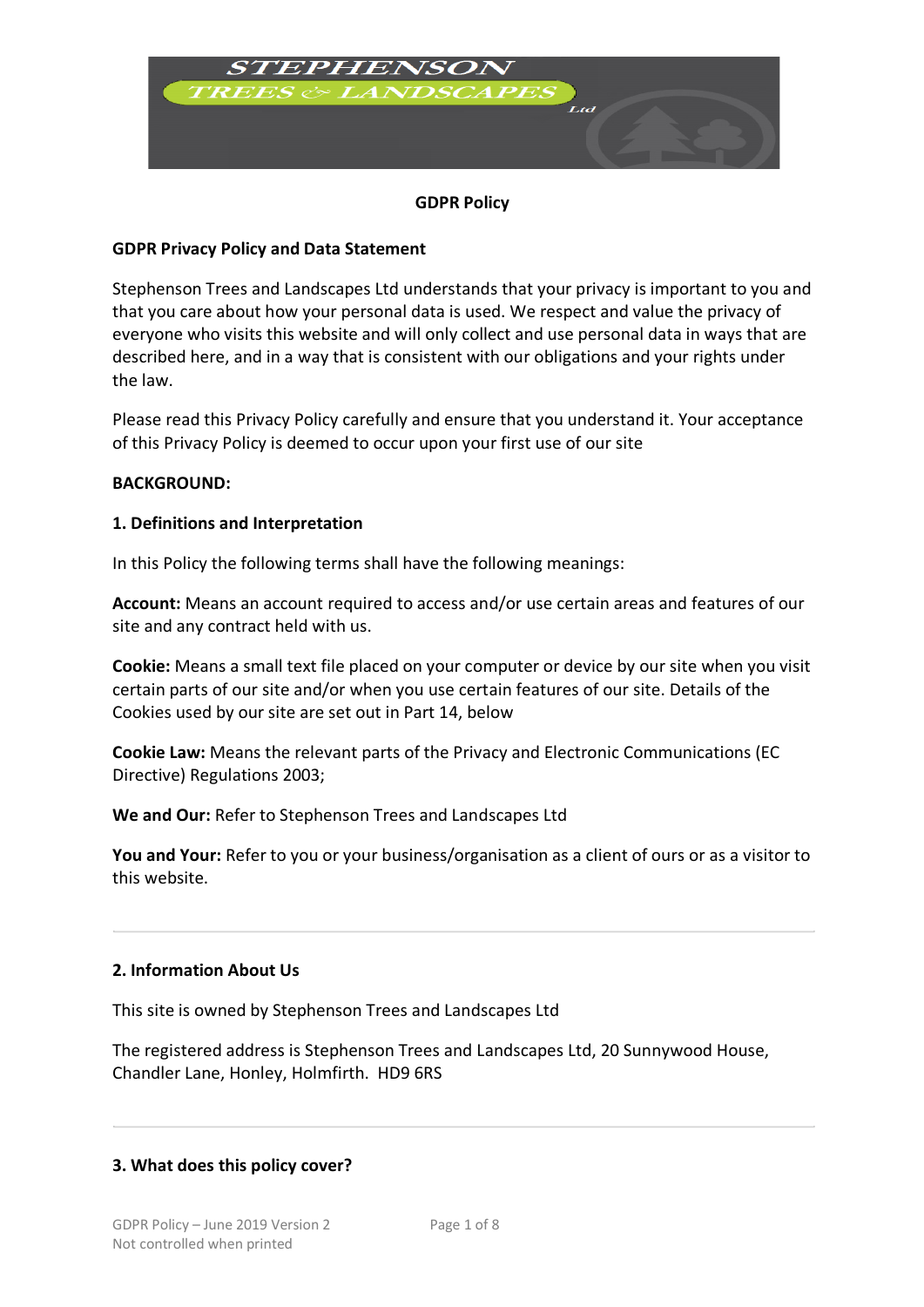# GDPR Policy

## GDPR Privacy Policy and Data Statement

Stephenson Trees and Landscapes Ltd understands that your privacy is important to you and that you care about how your personal data is used. We respect and value the privacy of everyone who visits this website and will only collect and use personal data in ways that are described here, and in a way that is consistent with our obligations and your rights under the law.

Please read this Privacy Policy carefully and ensure that you understand it. Your acceptance of this Privacy Policy is deemed to occur upon your first use of our site

**BACKGROUND:**

### 1. Definitions and Interpretation

In this Policy the following terms shall have the following meanings:

**Account:** Means an account required to access and/or use certain areas and features of our site and any contract held with us.

**Cookie:** Means a small text file placed on your computer or device by our site when you visit certain parts of our site and/or when you use certain features of our site. Details of the Cookies used by our site are set out in Part 14, below

**Cookie Law:** Means the relevant parts of the Privacy and Electronic Communications (EC Directive) Regulations 2003;

**We and Our:** Refer to Stephenson Trees and Landscapes Ltd

**You and Your:** Refer to you or your business/organisation as a client of ours or as a visitor to this website.

---

### 2. Information About Us

This site is owned by Stephenson Trees and Landscapes Ltd

The registered address is Stephenson Trees and Landscapes Ltd, 20 Sunnywood House, Chandler Lane, Honley, Holmfirth. HD9 6RS

---

### 3. What does this policy cover?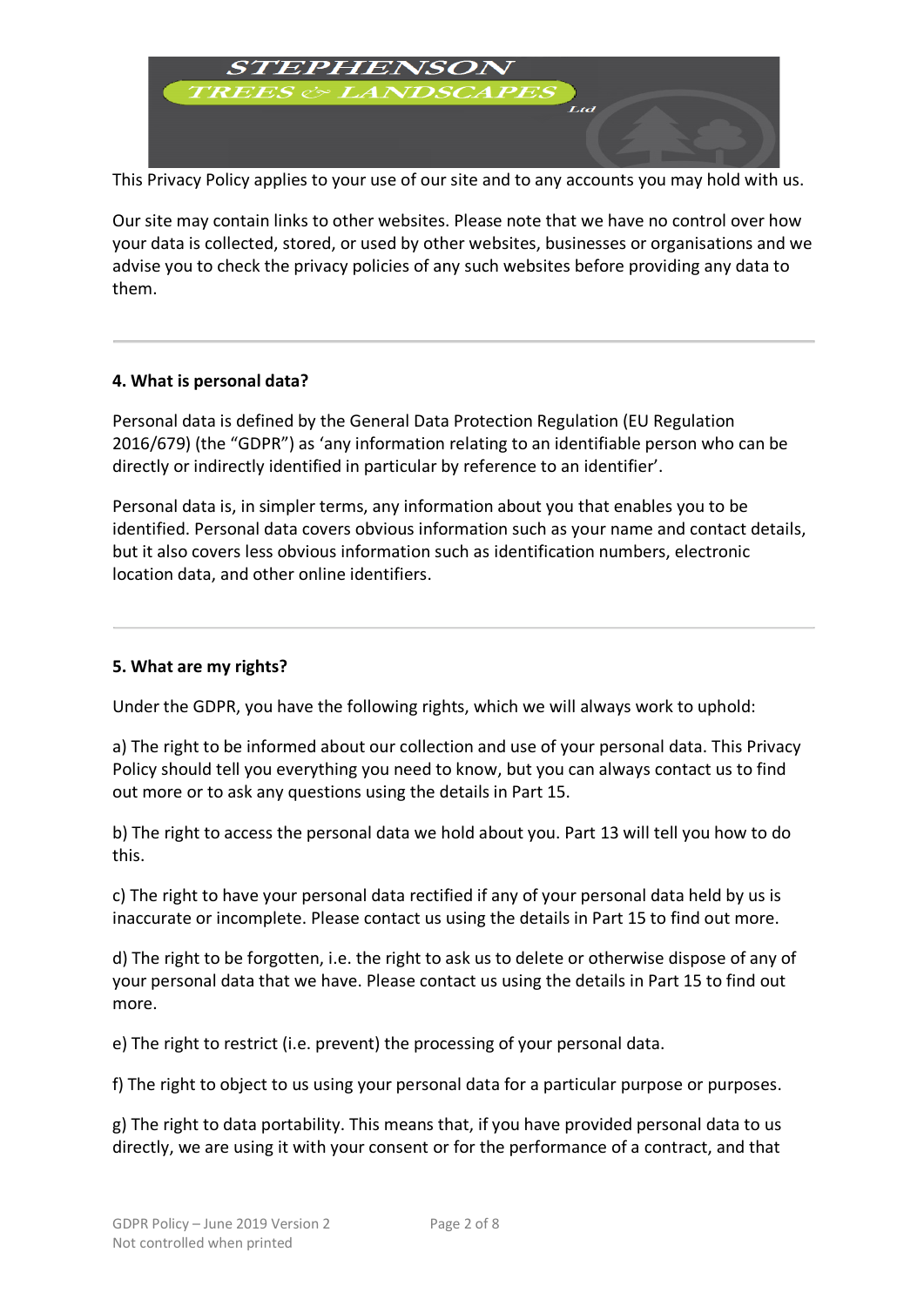This Privacy Policy applies to your use of our site and to any accounts you may hold with us.

Our site may contain links to other websites. Please note that we have no control over how your data is collected, stored, or used by other websites, businesses or organisations and we advise you to check the privacy policies of any such websites before providing any data to them.

---

**4. What is personal data?**

Personal data is defined by the General Data Protection Regulation (EU Regulation 2016/679) (the "GDPR") as 'any information relating to an identifiable person who can be directly or indirectly identified in particular by reference to an identifier'.

Personal data is, in simpler terms, any information about you that enables you to be identified. Personal data covers obvious information such as your name and contact details, but it also covers less obvious information such as identification numbers, electronic location data, and other online identifiers.

---

**5. What are my rights?**

Under the GDPR, you have the following rights, which we will always work to uphold:

a) The right to be informed about our collection and use of your personal data. This Privacy Policy should tell you everything you need to know, but you can always contact us to find out more or to ask any questions using the details in Part 15.

b) The right to access the personal data we hold about you. Part 13 will tell you how to do this.

c) The right to have your personal data rectified if any of your personal data held by us is inaccurate or incomplete. Please contact us using the details in Part 15 to find out more.

d) The right to be forgotten, i.e. the right to ask us to delete or otherwise dispose of any of your personal data that we have. Please contact us using the details in Part 15 to find out more.

e) The right to restrict (i.e. prevent) the processing of your personal data.

f) The right to object to us using your personal data for a particular purpose or purposes.

g) The right to data portability. This means that, if you have provided personal data to us directly, we are using it with your consent or for the performance of a contract, and that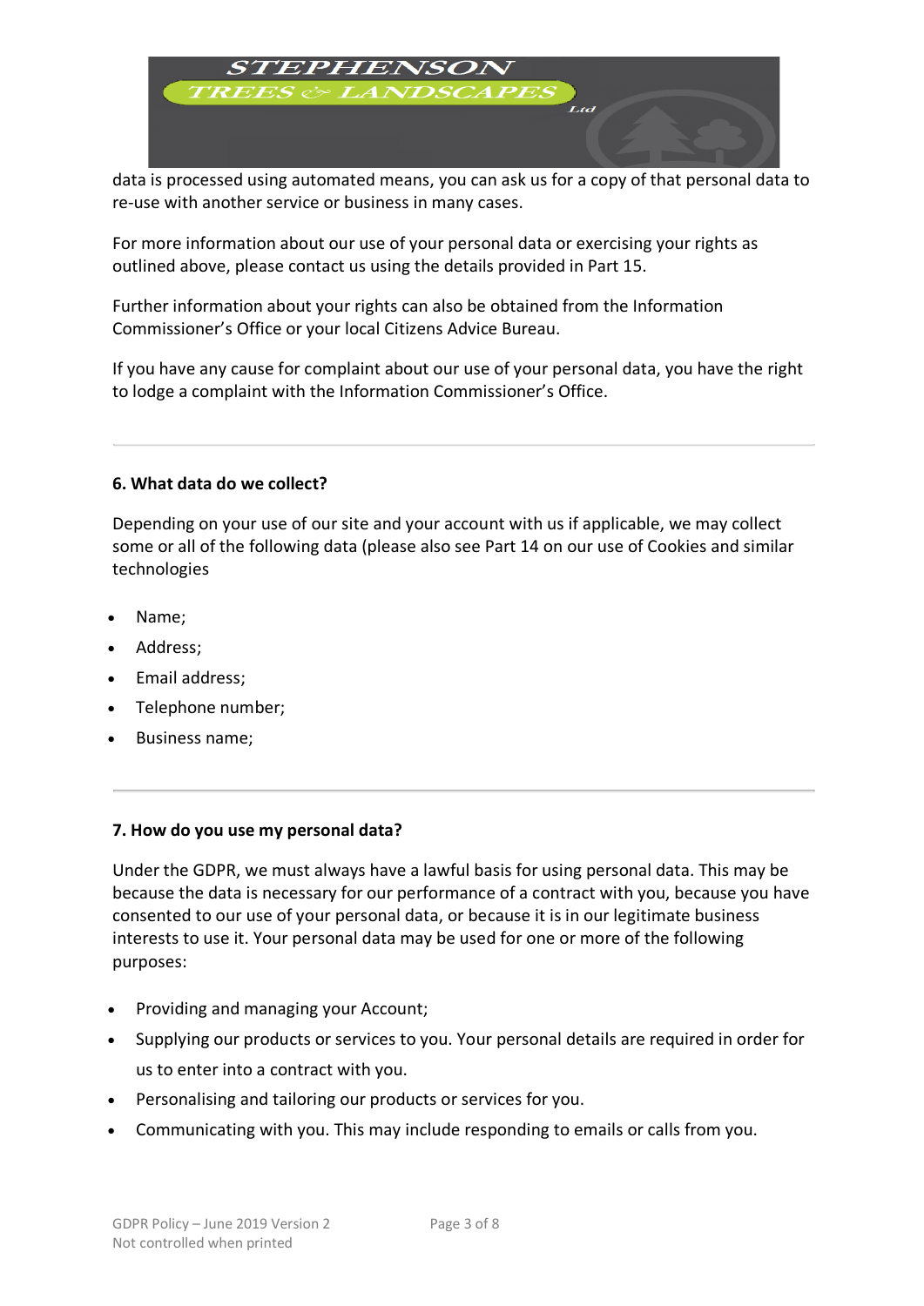data is processed using automated means, you can ask us for a copy of that personal data to re-use with another service or business in many cases.

For more information about our use of your personal data or exercising your rights as outlined above, please contact us using the details provided in Part 15.

Further information about your rights can also be obtained from the Information Commissioner's Office or your local Citizens Advice Bureau.

If you have any cause for complaint about our use of your personal data, you have the right to lodge a complaint with the Information Commissioner's Office.

---

**6. What data do we collect?**

Depending on your use of our site and your account with us if applicable, we may collect some or all of the following data (please also see Part 14 on our use of Cookies and similar technologies

- Name;
- Address;
- Email address;
- Telephone number;
- Business name;

---

**7. How do you use my personal data?**

Under the GDPR, we must always have a lawful basis for using personal data. This may be because the data is necessary for our performance of a contract with you, because you have consented to our use of your personal data, or because it is in our legitimate business interests to use it. Your personal data may be used for one or more of the following purposes:

- Providing and managing your Account;
- Supplying our products or services to you. Your personal details are required in order for us to enter into a contract with you.
- Personalising and tailoring our products or services for you.
- Communicating with you. This may include responding to emails or calls from you.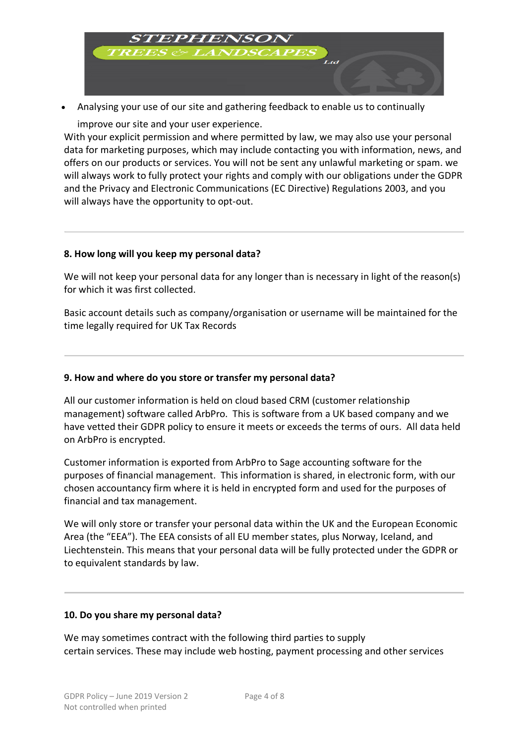- Analysing your use of our site and gathering feedback to enable us to continually improve our site and your user experience.

With your explicit permission and where permitted by law, we may also use your personal data for marketing purposes, which may include contacting you with information, news, and offers on our products or services. You will not be sent any unlawful marketing or spam. we will always work to fully protect your rights and comply with our obligations under the GDPR and the Privacy and Electronic Communications (EC Directive) Regulations 2003, and you will always have the opportunity to opt-out.

---

**8. How long will you keep my personal data?**

We will not keep your personal data for any longer than is necessary in light of the reason(s) for which it was first collected.

Basic account details such as company/organisation or username will be maintained for the time legally required for UK Tax Records

---

**9. How and where do you store or transfer my personal data?**

All our customer information is held on cloud based CRM (customer relationship management) software called ArbPro. This is software from a UK based company and we have vetted their GDPR policy to ensure it meets or exceeds the terms of ours. All data held on ArbPro is encrypted.

Customer information is exported from ArbPro to Sage accounting software for the purposes of financial management. This information is shared, in electronic form, with our chosen accountancy firm where it is held in encrypted form and used for the purposes of financial and tax management.

We will only store or transfer your personal data within the UK and the European Economic Area (the "EEA"). The EEA consists of all EU member states, plus Norway, Iceland, and Liechtenstein. This means that your personal data will be fully protected under the GDPR or to equivalent standards by law.

---

**10. Do you share my personal data?**

We may sometimes contract with the following third parties to supply certain services. These may include web hosting, payment processing and other services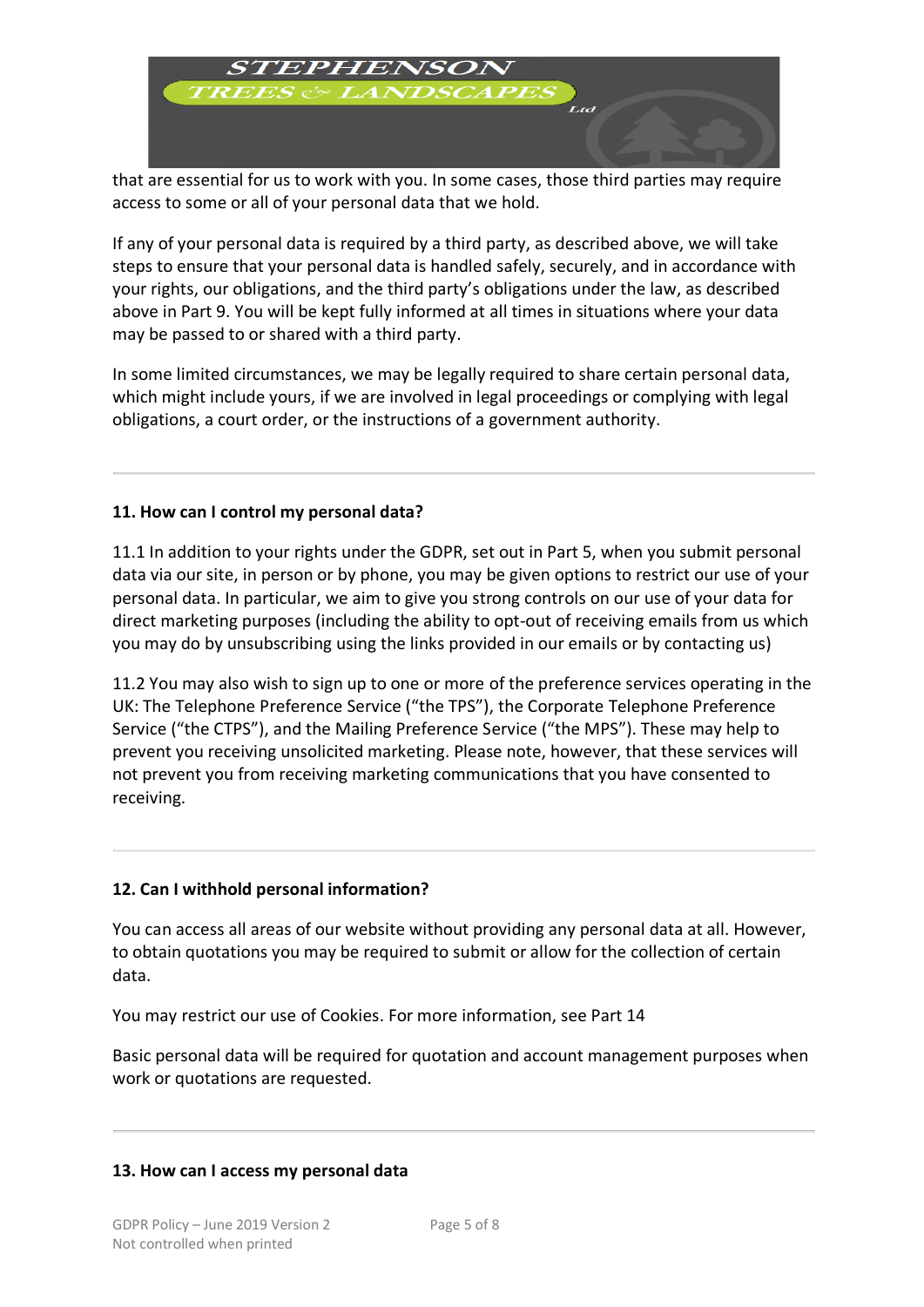that are essential for us to work with you. In some cases, those third parties may require access to some or all of your personal data that we hold.

If any of your personal data is required by a third party, as described above, we will take steps to ensure that your personal data is handled safely, securely, and in accordance with your rights, our obligations, and the third party's obligations under the law, as described above in Part 9. You will be kept fully informed at all times in situations where your data may be passed to or shared with a third party.

In some limited circumstances, we may be legally required to share certain personal data, which might include yours, if we are involved in legal proceedings or complying with legal obligations, a court order, or the instructions of a government authority.

---

**11. How can I control my personal data?**

11.1 In addition to your rights under the GDPR, set out in Part 5, when you submit personal data via our site, in person or by phone, you may be given options to restrict our use of your personal data. In particular, we aim to give you strong controls on our use of your data for direct marketing purposes (including the ability to opt-out of receiving emails from us which you may do by unsubscribing using the links provided in our emails or by contacting us)

11.2 You may also wish to sign up to one or more of the preference services operating in the UK: The Telephone Preference Service ("the TPS"), the Corporate Telephone Preference Service ("the CTPS"), and the Mailing Preference Service ("the MPS"). These may help to prevent you receiving unsolicited marketing. Please note, however, that these services will not prevent you from receiving marketing communications that you have consented to receiving.

---

**12. Can I withhold personal information?**

You can access all areas of our website without providing any personal data at all. However, to obtain quotations you may be required to submit or allow for the collection of certain data.

You may restrict our use of Cookies. For more information, see Part 14

Basic personal data will be required for quotation and account management purposes when work or quotations are requested.

---

**13. How can I access my personal data**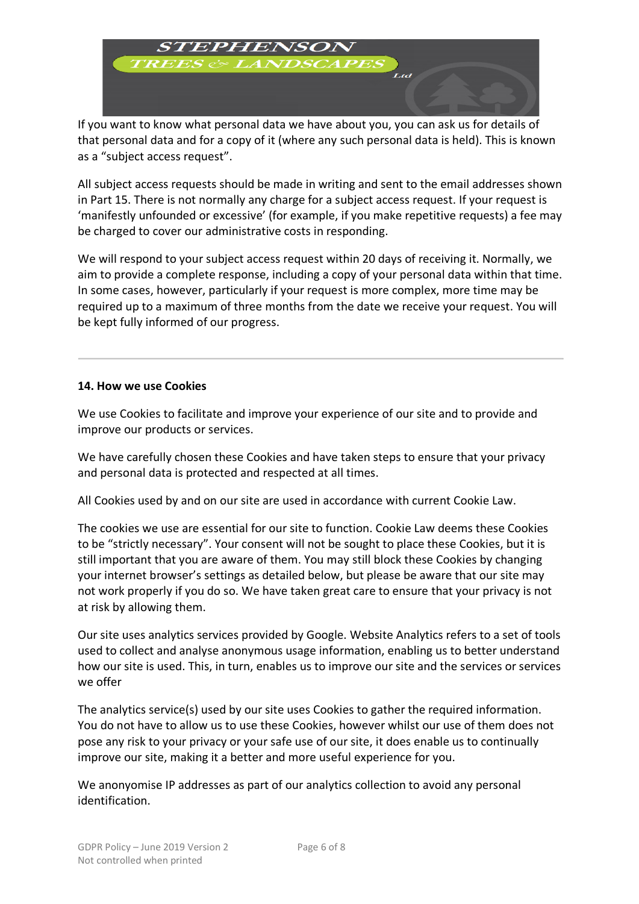If you want to know what personal data we have about you, you can ask us for details of that personal data and for a copy of it (where any such personal data is held). This is known as a "subject access request".

All subject access requests should be made in writing and sent to the email addresses shown in Part 15. There is not normally any charge for a subject access request. If your request is 'manifestly unfounded or excessive' (for example, if you make repetitive requests) a fee may be charged to cover our administrative costs in responding.

We will respond to your subject access request within 20 days of receiving it. Normally, we aim to provide a complete response, including a copy of your personal data within that time. In some cases, however, particularly if your request is more complex, more time may be required up to a maximum of three months from the date we receive your request. You will be kept fully informed of our progress.

---

**14. How we use Cookies**

We use Cookies to facilitate and improve your experience of our site and to provide and improve our products or services.

We have carefully chosen these Cookies and have taken steps to ensure that your privacy and personal data is protected and respected at all times.

All Cookies used by and on our site are used in accordance with current Cookie Law.

The cookies we use are essential for our site to function. Cookie Law deems these Cookies to be "strictly necessary". Your consent will not be sought to place these Cookies, but it is still important that you are aware of them. You may still block these Cookies by changing your internet browser's settings as detailed below, but please be aware that our site may not work properly if you do so. We have taken great care to ensure that your privacy is not at risk by allowing them.

Our site uses analytics services provided by Google. Website Analytics refers to a set of tools used to collect and analyse anonymous usage information, enabling us to better understand how our site is used. This, in turn, enables us to improve our site and the services or services we offer

The analytics service(s) used by our site uses Cookies to gather the required information. You do not have to allow us to use these Cookies, however whilst our use of them does not pose any risk to your privacy or your safe use of our site, it does enable us to continually improve our site, making it a better and more useful experience for you.

We anonyomise IP addresses as part of our analytics collection to avoid any personal identification.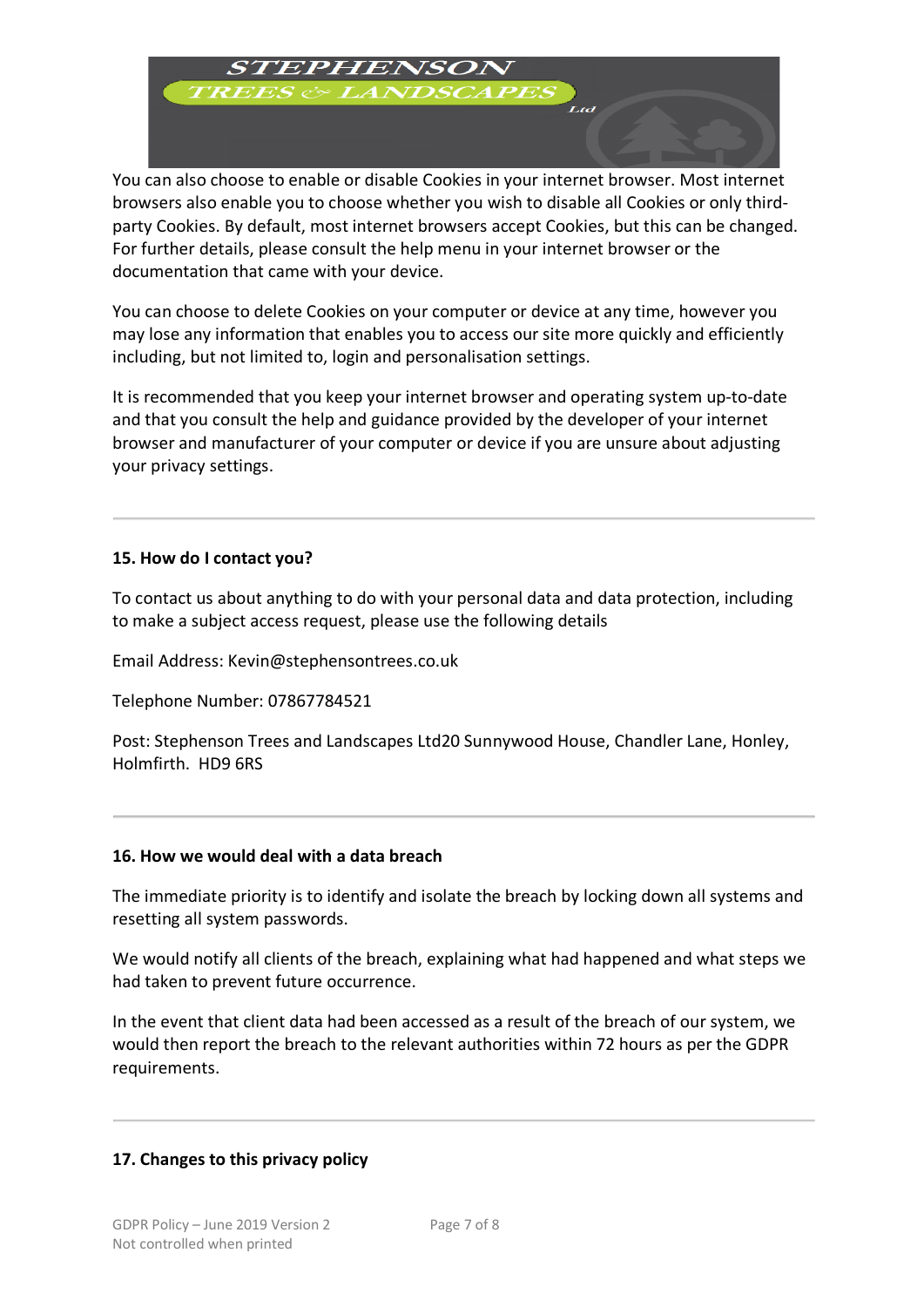You can also choose to enable or disable Cookies in your internet browser. Most internet browsers also enable you to choose whether you wish to disable all Cookies or only third-party Cookies. By default, most internet browsers accept Cookies, but this can be changed. For further details, please consult the help menu in your internet browser or the documentation that came with your device.

You can choose to delete Cookies on your computer or device at any time, however you may lose any information that enables you to access our site more quickly and efficiently including, but not limited to, login and personalisation settings.

It is recommended that you keep your internet browser and operating system up-to-date and that you consult the help and guidance provided by the developer of your internet browser and manufacturer of your computer or device if you are unsure about adjusting your privacy settings.

---

**15. How do I contact you?**

To contact us about anything to do with your personal data and data protection, including to make a subject access request, please use the following details

Email Address: Kevin@stephensontrees.co.uk

Telephone Number: 07867784521

Post: Stephenson Trees and Landscapes Ltd20 Sunnywood House, Chandler Lane, Honley, Holmfirth. HD9 6RS

---

**16. How we would deal with a data breach**

The immediate priority is to identify and isolate the breach by locking down all systems and resetting all system passwords.

We would notify all clients of the breach, explaining what had happened and what steps we had taken to prevent future occurrence.

In the event that client data had been accessed as a result of the breach of our system, we would then report the breach to the relevant authorities within 72 hours as per the GDPR requirements.

---

**17. Changes to this privacy policy**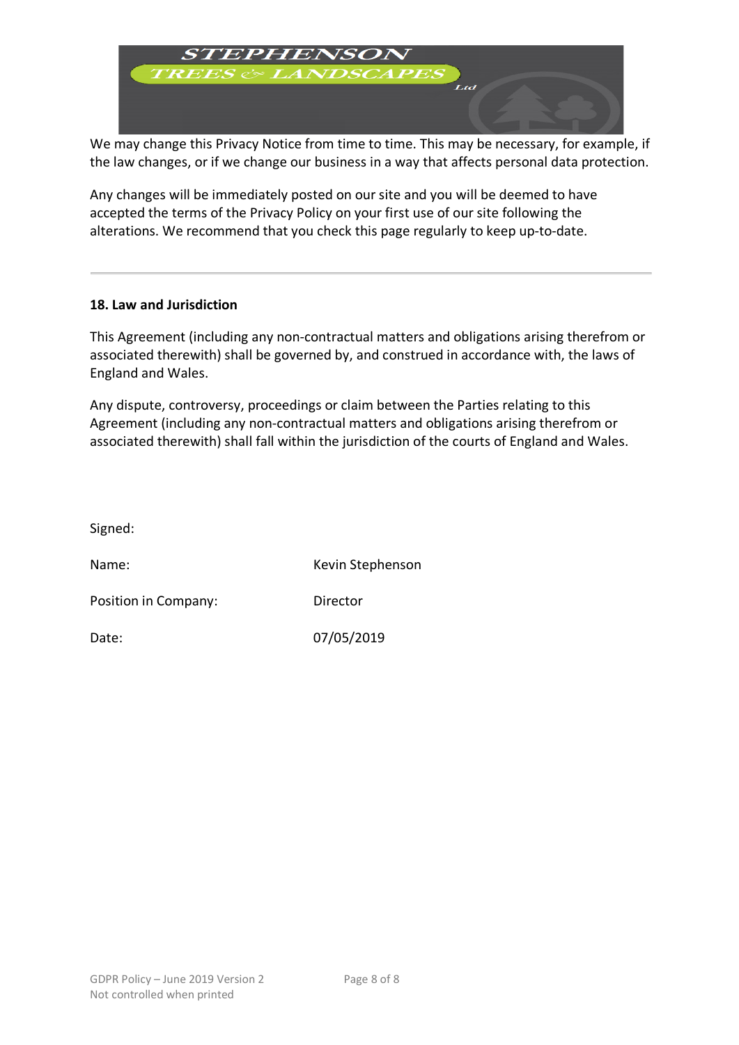We may change this Privacy Notice from time to time. This may be necessary, for example, if the law changes, or if we change our business in a way that affects personal data protection.

Any changes will be immediately posted on our site and you will be deemed to have accepted the terms of the Privacy Policy on your first use of our site following the alterations. We recommend that you check this page regularly to keep up-to-date.

---

**18. Law and Jurisdiction**

This Agreement (including any non-contractual matters and obligations arising therefrom or associated therewith) shall be governed by, and construed in accordance with, the laws of England and Wales.

Any dispute, controversy, proceedings or claim between the Parties relating to this Agreement (including any non-contractual matters and obligations arising therefrom or associated therewith) shall fall within the jurisdiction of the courts of England and Wales.

| | |
|---|---|
| Signed: | |
| Name: | Kevin Stephenson |
| Position in Company: | Director |
| Date: | 07/05/2019 |